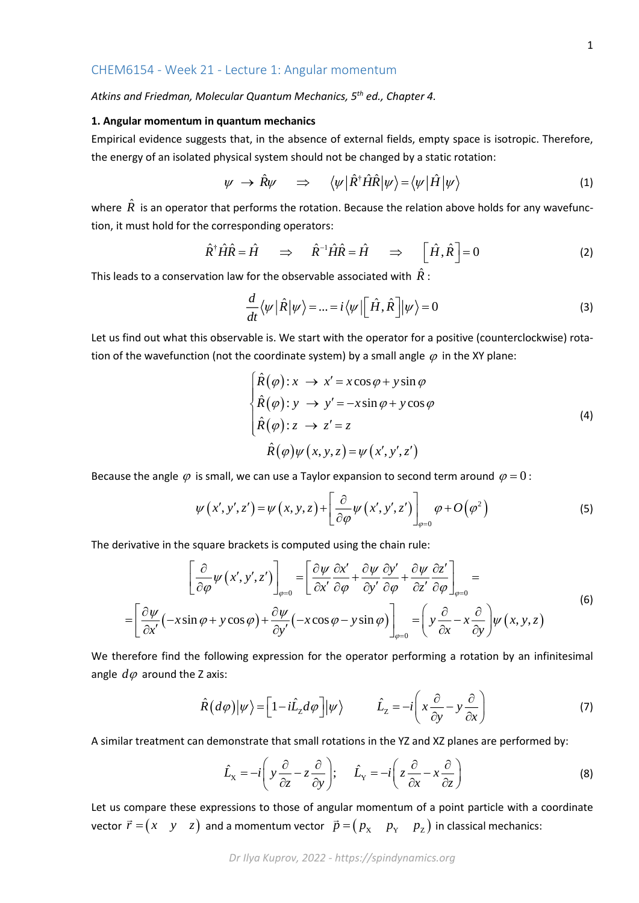## CHEM6154 - Week 21 - Lecture 1: Angular momentum

*Atkins and Friedman, Molecular Quantum Mechanics, 5th ed., Chapter 4.*

### 1. Angular momentum in quantum mechanics

Empirical evidence suggests that, in the absence of external fields, empty space is isotropic. Therefore, the energy of an isolated physical system should not be changed by a static rotation:

$$\psi \;\to\; \hat{R}\psi \qquad \Rightarrow \qquad \langle \psi | \hat{R}^{\dagger} \hat{H} \hat{R} | \psi \rangle = \langle \psi | \hat{H} | \psi \rangle \tag{1}$$

where $\hat{R}$ is an operator that performs the rotation. Because the relation above holds for any wavefunction, it must hold for the corresponding operators:

$$\hat{R}^{\dagger} \hat{H} \hat{R} = \hat{H} \qquad \Rightarrow \qquad \hat{R}^{-1} \hat{H} \hat{R} = \hat{H} \qquad \Rightarrow \qquad \left[ \hat{H}, \hat{R} \right] = 0 \tag{2}$$

This leads to a conservation law for the observable associated with $\hat{R}$:

$$\frac{d}{dt} \langle \psi | \hat{R} | \psi \rangle = \ldots = i \langle \psi | \left[ \hat{H}, \hat{R} \right] | \psi \rangle = 0 \tag{3}$$

Let us find out what this observable is. We start with the operator for a positive (counterclockwise) rotation of the wavefunction (not the coordinate system) by a small angle $\varphi$ in the XY plane:

$$\begin{cases} \hat{R}(\varphi): x \;\to\; x' = x\cos\varphi + y\sin\varphi \\ \hat{R}(\varphi): y \;\to\; y' = -x\sin\varphi + y\cos\varphi \\ \hat{R}(\varphi): z \;\to\; z' = z \end{cases}$$
$$\hat{R}(\varphi)\psi(x,y,z) = \psi(x',y',z') \tag{4}$$

Because the angle $\varphi$ is small, we can use a Taylor expansion to second term around $\varphi = 0$:

$$\psi(x',y',z') = \psi(x,y,z) + \left[ \frac{\partial}{\partial \varphi} \psi(x',y',z') \right]_{\varphi=0} \varphi + O(\varphi^2) \tag{5}$$

The derivative in the square brackets is computed using the chain rule:

$$\begin{aligned} \left[ \frac{\partial}{\partial \varphi} \psi(x',y',z') \right]_{\varphi=0} &= \left[ \frac{\partial \psi}{\partial x'} \frac{\partial x'}{\partial \varphi} + \frac{\partial \psi}{\partial y'} \frac{\partial y'}{\partial \varphi} + \frac{\partial \psi}{\partial z'} \frac{\partial z'}{\partial \varphi} \right]_{\varphi=0} = \\ = \left[ \frac{\partial \psi}{\partial x'} \left( -x\sin\varphi + y\cos\varphi \right) + \frac{\partial \psi}{\partial y'} \left( -x\cos\varphi - y\sin\varphi \right) \right]_{\varphi=0} &= \left( y\frac{\partial}{\partial x} - x\frac{\partial}{\partial y} \right) \psi(x,y,z) \end{aligned} \tag{6}$$

We therefore find the following expression for the operator performing a rotation by an infinitesimal angle $d\varphi$ around the Z axis:

$$\hat{R}(d\varphi)|\psi\rangle = \left[ 1 - i\hat{L}_{\mathrm{Z}} d\varphi \right] |\psi\rangle \qquad \hat{L}_{\mathrm{Z}} = -i\left( x\frac{\partial}{\partial y} - y\frac{\partial}{\partial x} \right) \tag{7}$$

A similar treatment can demonstrate that small rotations in the YZ and XZ planes are performed by:

$$\hat{L}_{\mathrm{X}} = -i\left( y\frac{\partial}{\partial z} - z\frac{\partial}{\partial y} \right); \qquad \hat{L}_{\mathrm{Y}} = -i\left( z\frac{\partial}{\partial x} - x\frac{\partial}{\partial z} \right) \tag{8}$$

Let us compare these expressions to those of angular momentum of a point particle with a coordinate vector $\vec{r} = \begin{pmatrix} x & y & z \end{pmatrix}$ and a momentum vector $\vec{p} = \begin{pmatrix} p_{\mathrm{X}} & p_{\mathrm{Y}} & p_{\mathrm{Z}} \end{pmatrix}$ in classical mechanics: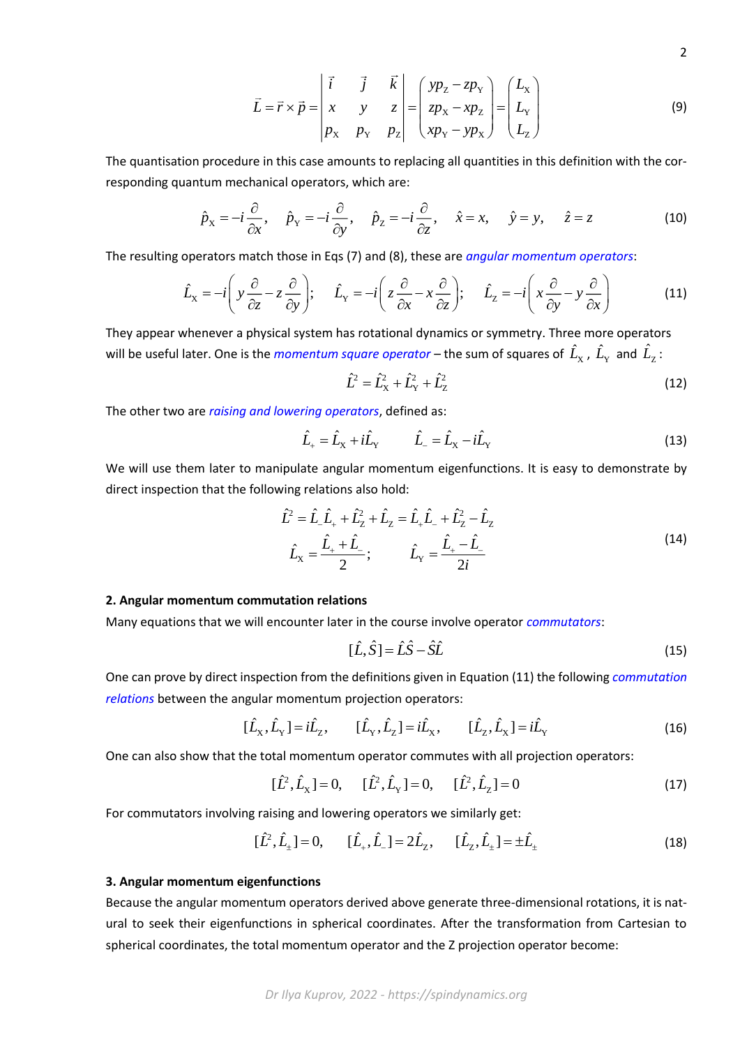$$\vec{L} = \vec{r} \times \vec{p} = \begin{vmatrix} \vec{i} & \vec{j} & \vec{k} \\ x & y & z \\ p_X & p_Y & p_Z \end{vmatrix} = \begin{pmatrix} yp_Z - zp_Y \\ zp_X - xp_Z \\ xp_Y - yp_X \end{pmatrix} = \begin{pmatrix} L_X \\ L_Y \\ L_Z \end{pmatrix} \tag{9}$$

The quantisation procedure in this case amounts to replacing all quantities in this definition with the corresponding quantum mechanical operators, which are:

$$\hat{p}_X = -i\frac{\partial}{\partial x}, \quad \hat{p}_Y = -i\frac{\partial}{\partial y}, \quad \hat{p}_Z = -i\frac{\partial}{\partial z}, \quad \hat{x} = x, \quad \hat{y} = y, \quad \hat{z} = z \tag{10}$$

The resulting operators match those in Eqs (7) and (8), these are *angular momentum operators*:

$$\hat{L}_X = -i\left(y\frac{\partial}{\partial z} - z\frac{\partial}{\partial y}\right); \quad \hat{L}_Y = -i\left(z\frac{\partial}{\partial x} - x\frac{\partial}{\partial z}\right); \quad \hat{L}_Z = -i\left(x\frac{\partial}{\partial y} - y\frac{\partial}{\partial x}\right) \tag{11}$$

They appear whenever a physical system has rotational dynamics or symmetry. Three more operators will be useful later. One is the *momentum square operator* – the sum of squares of $\hat{L}_X$, $\hat{L}_Y$ and $\hat{L}_Z$:

$$\hat{L}^2 = \hat{L}_X^2 + \hat{L}_Y^2 + \hat{L}_Z^2 \tag{12}$$

The other two are *raising and lowering operators*, defined as:

$$\hat{L}_+ = \hat{L}_X + i\hat{L}_Y \qquad \hat{L}_- = \hat{L}_X - i\hat{L}_Y \tag{13}$$

We will use them later to manipulate angular momentum eigenfunctions. It is easy to demonstrate by direct inspection that the following relations also hold:

$$\begin{gathered} \hat{L}^2 = \hat{L}_-\hat{L}_+ + \hat{L}_Z^2 + \hat{L}_Z = \hat{L}_+\hat{L}_- + \hat{L}_Z^2 - \hat{L}_Z \\ \hat{L}_X = \frac{\hat{L}_+ + \hat{L}_-}{2}; \qquad \hat{L}_Y = \frac{\hat{L}_+ - \hat{L}_-}{2i} \end{gathered} \tag{14}$$

**2. Angular momentum commutation relations**

Many equations that we will encounter later in the course involve operator *commutators*:

$$[\hat{L}, \hat{S}] = \hat{L}\hat{S} - \hat{S}\hat{L} \tag{15}$$

One can prove by direct inspection from the definitions given in Equation (11) the following *commutation relations* between the angular momentum projection operators:

$$[\hat{L}_X, \hat{L}_Y] = i\hat{L}_Z, \qquad [\hat{L}_Y, \hat{L}_Z] = i\hat{L}_X, \qquad [\hat{L}_Z, \hat{L}_X] = i\hat{L}_Y \tag{16}$$

One can also show that the total momentum operator commutes with all projection operators:

$$[\hat{L}^2, \hat{L}_X] = 0, \quad [\hat{L}^2, \hat{L}_Y] = 0, \quad [\hat{L}^2, \hat{L}_Z] = 0 \tag{17}$$

For commutators involving raising and lowering operators we similarly get:

$$[\hat{L}^2, \hat{L}_\pm] = 0, \qquad [\hat{L}_+, \hat{L}_-] = 2\hat{L}_Z, \qquad [\hat{L}_Z, \hat{L}_\pm] = \pm\hat{L}_\pm \tag{18}$$

**3. Angular momentum eigenfunctions**

Because the angular momentum operators derived above generate three-dimensional rotations, it is natural to seek their eigenfunctions in spherical coordinates. After the transformation from Cartesian to spherical coordinates, the total momentum operator and the Z projection operator become: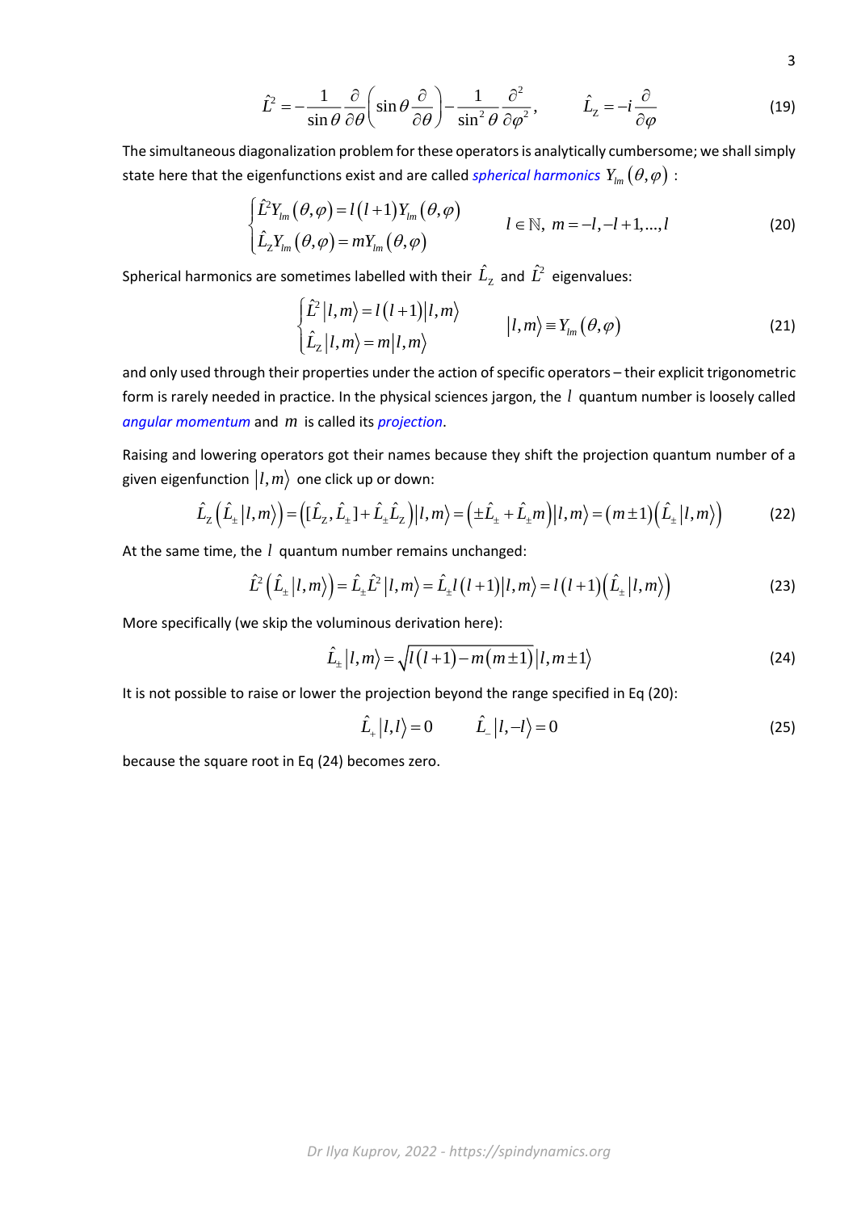$$\hat{L}^2 = -\frac{1}{\sin\theta}\frac{\partial}{\partial\theta}\left(\sin\theta\frac{\partial}{\partial\theta}\right) - \frac{1}{\sin^2\theta}\frac{\partial^2}{\partial\varphi^2}, \qquad \hat{L}_{\mathrm{Z}} = -i\frac{\partial}{\partial\varphi} \tag{19}$$

The simultaneous diagonalization problem for these operators is analytically cumbersome; we shall simply state here that the eigenfunctions exist and are called *spherical harmonics* $Y_{lm}(\theta,\varphi)$ :

$$\begin{cases} \hat{L}^2 Y_{lm}(\theta,\varphi) = l(l+1)Y_{lm}(\theta,\varphi) \\ \hat{L}_{\mathrm{Z}} Y_{lm}(\theta,\varphi) = m Y_{lm}(\theta,\varphi) \end{cases} \qquad l \in \mathbb{N},\ m = -l, -l+1, \ldots, l \tag{20}$$

Spherical harmonics are sometimes labelled with their $\hat{L}_{\mathrm{Z}}$ and $\hat{L}^2$ eigenvalues:

$$\begin{cases} \hat{L}^2 |l,m\rangle = l(l+1)|l,m\rangle \\ \hat{L}_{\mathrm{Z}} |l,m\rangle = m|l,m\rangle \end{cases} \qquad |l,m\rangle \equiv Y_{lm}(\theta,\varphi) \tag{21}$$

and only used through their properties under the action of specific operators – their explicit trigonometric form is rarely needed in practice. In the physical sciences jargon, the $l$ quantum number is loosely called *angular momentum* and $m$ is called its *projection*.

Raising and lowering operators got their names because they shift the projection quantum number of a given eigenfunction $|l,m\rangle$ one click up or down:

$$\hat{L}_{\mathrm{Z}}\left(\hat{L}_{\pm}|l,m\rangle\right) = \left([\hat{L}_{\mathrm{Z}},\hat{L}_{\pm}] + \hat{L}_{\pm}\hat{L}_{\mathrm{Z}}\right)|l,m\rangle = \left(\pm\hat{L}_{\pm} + \hat{L}_{\pm}m\right)|l,m\rangle = (m\pm 1)\left(\hat{L}_{\pm}|l,m\rangle\right) \tag{22}$$

At the same time, the $l$ quantum number remains unchanged:

$$\hat{L}^2\left(\hat{L}_{\pm}|l,m\rangle\right) = \hat{L}_{\pm}\hat{L}^2|l,m\rangle = \hat{L}_{\pm}l(l+1)|l,m\rangle = l(l+1)\left(\hat{L}_{\pm}|l,m\rangle\right) \tag{23}$$

More specifically (we skip the voluminous derivation here):

$$\hat{L}_{\pm}|l,m\rangle = \sqrt{l(l+1) - m(m\pm 1)}\,|l,m\pm 1\rangle \tag{24}$$

It is not possible to raise or lower the projection beyond the range specified in Eq (20):

$$\hat{L}_{+}|l,l\rangle = 0 \qquad \hat{L}_{-}|l,-l\rangle = 0 \tag{25}$$

because the square root in Eq (24) becomes zero.